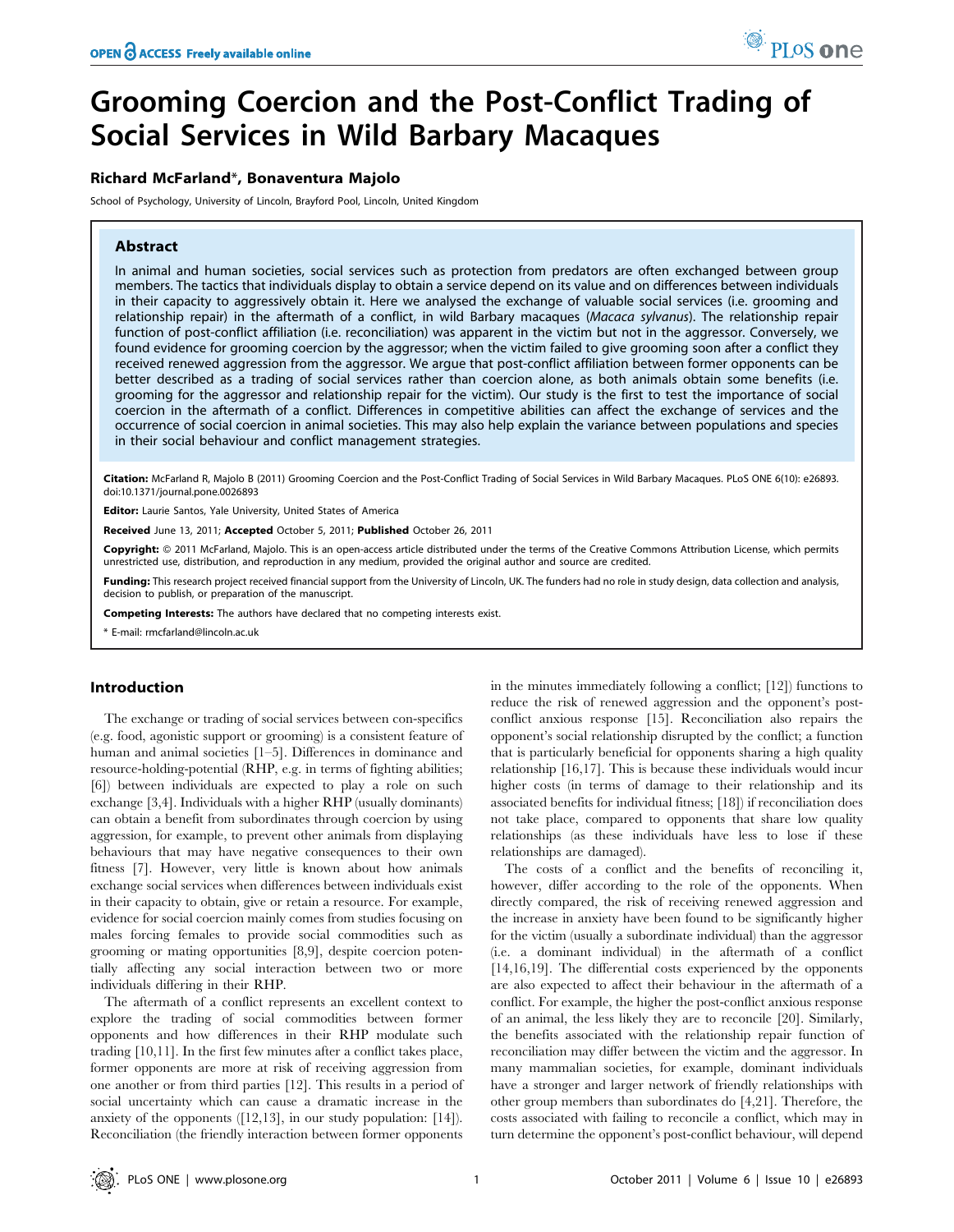# Grooming Coercion and the Post-Conflict Trading of Social Services in Wild Barbary Macaques

**Richard McFarland*, Bonaventura Majolo**

School of Psychology, University of Lincoln, Brayford Pool, Lincoln, United Kingdom

## Abstract

In animal and human societies, social services such as protection from predators are often exchanged between group members. The tactics that individuals display to obtain a service depend on its value and on differences between individuals in their capacity to aggressively obtain it. Here we analysed the exchange of valuable social services (i.e. grooming and relationship repair) in the aftermath of a conflict, in wild Barbary macaques (*Macaca sylvanus*). The relationship repair function of post-conflict affiliation (i.e. reconciliation) was apparent in the victim but not in the aggressor. Conversely, we found evidence for grooming coercion by the aggressor; when the victim failed to give grooming soon after a conflict they received renewed aggression from the aggressor. We argue that post-conflict affiliation between former opponents can be better described as a trading of social services rather than coercion alone, as both animals obtain some benefits (i.e. grooming for the aggressor and relationship repair for the victim). Our study is the first to test the importance of social coercion in the aftermath of a conflict. Differences in competitive abilities can affect the exchange of services and the occurrence of social coercion in animal societies. This may also help explain the variance between populations and species in their social behaviour and conflict management strategies.

**Citation:** McFarland R, Majolo B (2011) Grooming Coercion and the Post-Conflict Trading of Social Services in Wild Barbary Macaques. PLoS ONE 6(10): e26893. doi:10.1371/journal.pone.0026893

**Editor:** Laurie Santos, Yale University, United States of America

**Received** June 13, 2011; **Accepted** October 5, 2011; **Published** October 26, 2011

**Copyright:** © 2011 McFarland, Majolo. This is an open-access article distributed under the terms of the Creative Commons Attribution License, which permits unrestricted use, distribution, and reproduction in any medium, provided the original author and source are credited.

**Funding:** This research project received financial support from the University of Lincoln, UK. The funders had no role in study design, data collection and analysis, decision to publish, or preparation of the manuscript.

**Competing Interests:** The authors have declared that no competing interests exist.

\* E-mail: rmcfarland@lincoln.ac.uk

## Introduction

The exchange or trading of social services between con-specifics (e.g. food, agonistic support or grooming) is a consistent feature of human and animal societies [1–5]. Differences in dominance and resource-holding-potential (RHP, e.g. in terms of fighting abilities; [6]) between individuals are expected to play a role on such exchange [3,4]. Individuals with a higher RHP (usually dominants) can obtain a benefit from subordinates through coercion by using aggression, for example, to prevent other animals from displaying behaviours that may have negative consequences to their own fitness [7]. However, very little is known about how animals exchange social services when differences between individuals exist in their capacity to obtain, give or retain a resource. For example, evidence for social coercion mainly comes from studies focusing on males forcing females to provide social commodities such as grooming or mating opportunities [8,9], despite coercion potentially affecting any social interaction between two or more individuals differing in their RHP.

The aftermath of a conflict represents an excellent context to explore the trading of social commodities between former opponents and how differences in their RHP modulate such trading [10,11]. In the first few minutes after a conflict takes place, former opponents are more at risk of receiving aggression from one another or from third parties [12]. This results in a period of social uncertainty which can cause a dramatic increase in the anxiety of the opponents ([12,13], in our study population: [14]). Reconciliation (the friendly interaction between former opponents in the minutes immediately following a conflict; [12]) functions to reduce the risk of renewed aggression and the opponent's post-conflict anxious response [15]. Reconciliation also repairs the opponent's social relationship disrupted by the conflict; a function that is particularly beneficial for opponents sharing a high quality relationship [16,17]. This is because these individuals would incur higher costs (in terms of damage to their relationship and its associated benefits for individual fitness; [18]) if reconciliation does not take place, compared to opponents that share low quality relationships (as these individuals have less to lose if these relationships are damaged).

The costs of a conflict and the benefits of reconciling it, however, differ according to the role of the opponents. When directly compared, the risk of receiving renewed aggression and the increase in anxiety have been found to be significantly higher for the victim (usually a subordinate individual) than the aggressor (i.e. a dominant individual) in the aftermath of a conflict [14,16,19]. The differential costs experienced by the opponents are also expected to affect their behaviour in the aftermath of a conflict. For example, the higher the post-conflict anxious response of an animal, the less likely they are to reconcile [20]. Similarly, the benefits associated with the relationship repair function of reconciliation may differ between the victim and the aggressor. In many mammalian societies, for example, dominant individuals have a stronger and larger network of friendly relationships with other group members than subordinates do [4,21]. Therefore, the costs associated with failing to reconcile a conflict, which may in turn determine the opponent's post-conflict behaviour, will depend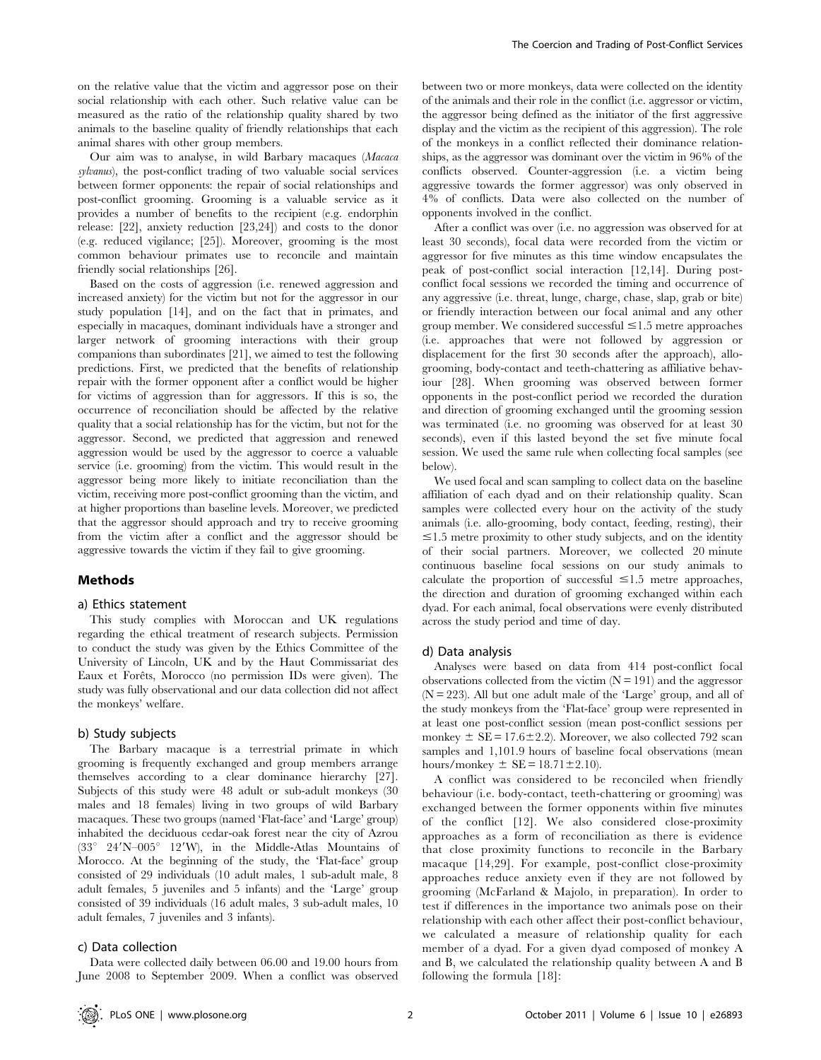on the relative value that the victim and aggressor pose on their social relationship with each other. Such relative value can be measured as the ratio of the relationship quality shared by two animals to the baseline quality of friendly relationships that each animal shares with other group members.

Our aim was to analyse, in wild Barbary macaques (*Macaca sylvanus*), the post-conflict trading of two valuable social services between former opponents: the repair of social relationships and post-conflict grooming. Grooming is a valuable service as it provides a number of benefits to the recipient (e.g. endorphin release: [22], anxiety reduction [23,24]) and costs to the donor (e.g. reduced vigilance; [25]). Moreover, grooming is the most common behaviour primates use to reconcile and maintain friendly social relationships [26].

Based on the costs of aggression (i.e. renewed aggression and increased anxiety) for the victim but not for the aggressor in our study population [14], and on the fact that in primates, and especially in macaques, dominant individuals have a stronger and larger network of grooming interactions with their group companions than subordinates [21], we aimed to test the following predictions. First, we predicted that the benefits of relationship repair with the former opponent after a conflict would be higher for victims of aggression than for aggressors. If this is so, the occurrence of reconciliation should be affected by the relative quality that a social relationship has for the victim, but not for the aggressor. Second, we predicted that aggression and renewed aggression would be used by the aggressor to coerce a valuable service (i.e. grooming) from the victim. This would result in the aggressor being more likely to initiate reconciliation than the victim, receiving more post-conflict grooming than the victim, and at higher proportions than baseline levels. Moreover, we predicted that the aggressor should approach and try to receive grooming from the victim after a conflict and the aggressor should be aggressive towards the victim if they fail to give grooming.

## Methods

### a) Ethics statement

This study complies with Moroccan and UK regulations regarding the ethical treatment of research subjects. Permission to conduct the study was given by the Ethics Committee of the University of Lincoln, UK and by the Haut Commissariat des Eaux et Forêts, Morocco (no permission IDs were given). The study was fully observational and our data collection did not affect the monkeys' welfare.

### b) Study subjects

The Barbary macaque is a terrestrial primate in which grooming is frequently exchanged and group members arrange themselves according to a clear dominance hierarchy [27]. Subjects of this study were 48 adult or sub-adult monkeys (30 males and 18 females) living in two groups of wild Barbary macaques. These two groups (named 'Flat-face' and 'Large' group) inhabited the deciduous cedar-oak forest near the city of Azrou (33° 24′N–005° 12′W), in the Middle-Atlas Mountains of Morocco. At the beginning of the study, the 'Flat-face' group consisted of 29 individuals (10 adult males, 1 sub-adult male, 8 adult females, 5 juveniles and 5 infants) and the 'Large' group consisted of 39 individuals (16 adult males, 3 sub-adult males, 10 adult females, 7 juveniles and 3 infants).

### c) Data collection

Data were collected daily between 06.00 and 19.00 hours from June 2008 to September 2009. When a conflict was observed between two or more monkeys, data were collected on the identity of the animals and their role in the conflict (i.e. aggressor or victim, the aggressor being defined as the initiator of the first aggressive display and the victim as the recipient of this aggression). The role of the monkeys in a conflict reflected their dominance relationships, as the aggressor was dominant over the victim in 96% of the conflicts observed. Counter-aggression (i.e. a victim being aggressive towards the former aggressor) was only observed in 4% of conflicts. Data were also collected on the number of opponents involved in the conflict.

After a conflict was over (i.e. no aggression was observed for at least 30 seconds), focal data were recorded from the victim or aggressor for five minutes as this time window encapsulates the peak of post-conflict social interaction [12,14]. During post-conflict focal sessions we recorded the timing and occurrence of any aggressive (i.e. threat, lunge, charge, chase, slap, grab or bite) or friendly interaction between our focal animal and any other group member. We considered successful ≤1.5 metre approaches (i.e. approaches that were not followed by aggression or displacement for the first 30 seconds after the approach), allo-grooming, body-contact and teeth-chattering as affiliative behaviour [28]. When grooming was observed between former opponents in the post-conflict period we recorded the duration and direction of grooming exchanged until the grooming session was terminated (i.e. no grooming was observed for at least 30 seconds), even if this lasted beyond the set five minute focal session. We used the same rule when collecting focal samples (see below).

We used focal and scan sampling to collect data on the baseline affiliation of each dyad and on their relationship quality. Scan samples were collected every hour on the activity of the study animals (i.e. allo-grooming, body contact, feeding, resting), their ≤1.5 metre proximity to other study subjects, and on the identity of their social partners. Moreover, we collected 20 minute continuous baseline focal sessions on our study animals to calculate the proportion of successful ≤1.5 metre approaches, the direction and duration of grooming exchanged within each dyad. For each animal, focal observations were evenly distributed across the study period and time of day.

### d) Data analysis

Analyses were based on data from 414 post-conflict focal observations collected from the victim (N = 191) and the aggressor (N = 223). All but one adult male of the 'Large' group, and all of the study monkeys from the 'Flat-face' group were represented in at least one post-conflict session (mean post-conflict sessions per monkey ± SE = 17.6±2.2). Moreover, we also collected 792 scan samples and 1,101.9 hours of baseline focal observations (mean hours/monkey ± SE = 18.71±2.10).

A conflict was considered to be reconciled when friendly behaviour (i.e. body-contact, teeth-chattering or grooming) was exchanged between the former opponents within five minutes of the conflict [12]. We also considered close-proximity approaches as a form of reconciliation as there is evidence that close proximity functions to reconcile in the Barbary macaque [14,29]. For example, post-conflict close-proximity approaches reduce anxiety even if they are not followed by grooming (McFarland & Majolo, in preparation). In order to test if differences in the importance two animals pose on their relationship with each other affect their post-conflict behaviour, we calculated a measure of relationship quality for each member of a dyad. For a given dyad composed of monkey A and B, we calculated the relationship quality between A and B following the formula [18]: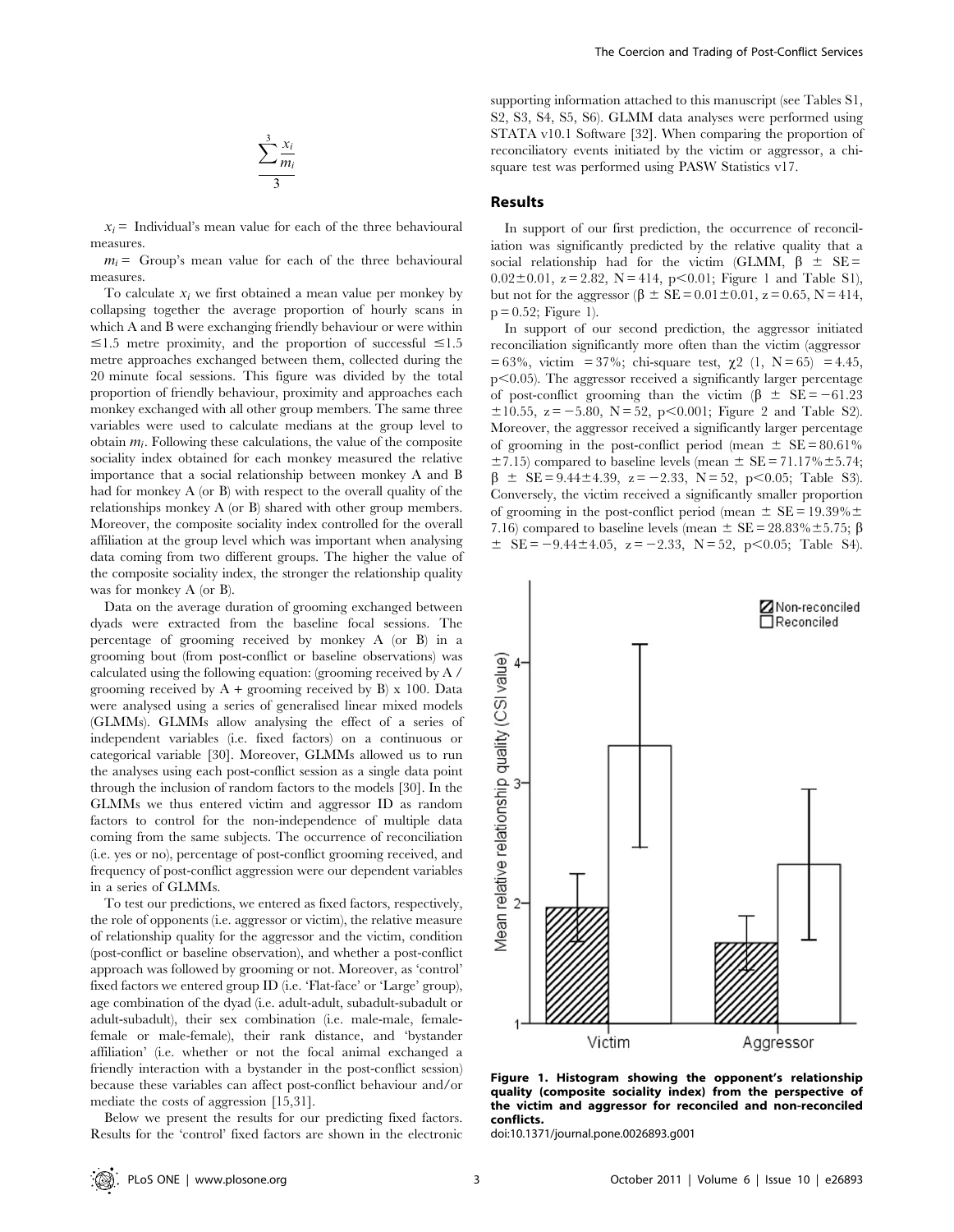$$\frac{\sum^{3} \frac{x_i}{m_i}}{3}$$

$x_i$ = Individual's mean value for each of the three behavioural measures.

$m_i$ = Group's mean value for each of the three behavioural measures.

To calculate $x_i$ we first obtained a mean value per monkey by collapsing together the average proportion of hourly scans in which A and B were exchanging friendly behaviour or were within ≤1.5 metre proximity, and the proportion of successful ≤1.5 metre approaches exchanged between them, collected during the 20 minute focal sessions. This figure was divided by the total proportion of friendly behaviour, proximity and approaches each monkey exchanged with all other group members. The same three variables were used to calculate medians at the group level to obtain $m_i$. Following these calculations, the value of the composite sociality index obtained for each monkey measured the relative importance that a social relationship between monkey A and B had for monkey A (or B) with respect to the overall quality of the relationships monkey A (or B) shared with other group members. Moreover, the composite sociality index controlled for the overall affiliation at the group level which was important when analysing data coming from two different groups. The higher the value of the composite sociality index, the stronger the relationship quality was for monkey A (or B).

Data on the average duration of grooming exchanged between dyads were extracted from the baseline focal sessions. The percentage of grooming received by monkey A (or B) in a grooming bout (from post-conflict or baseline observations) was calculated using the following equation: (grooming received by A / grooming received by A + grooming received by B) x 100. Data were analysed using a series of generalised linear mixed models (GLMMs). GLMMs allow analysing the effect of a series of independent variables (i.e. fixed factors) on a continuous or categorical variable [30]. Moreover, GLMMs allowed us to run the analyses using each post-conflict session as a single data point through the inclusion of random factors to the models [30]. In the GLMMs we thus entered victim and aggressor ID as random factors to control for the non-independence of multiple data coming from the same subjects. The occurrence of reconciliation (i.e. yes or no), percentage of post-conflict grooming received, and frequency of post-conflict aggression were our dependent variables in a series of GLMMs.

To test our predictions, we entered as fixed factors, respectively, the role of opponents (i.e. aggressor or victim), the relative measure of relationship quality for the aggressor and the victim, condition (post-conflict or baseline observation), and whether a post-conflict approach was followed by grooming or not. Moreover, as 'control' fixed factors we entered group ID (i.e. 'Flat-face' or 'Large' group), age combination of the dyad (i.e. adult-adult, subadult-subadult or adult-subadult), their sex combination (i.e. male-male, female-female or male-female), their rank distance, and 'bystander affiliation' (i.e. whether or not the focal animal exchanged a friendly interaction with a bystander in the post-conflict session) because these variables can affect post-conflict behaviour and/or mediate the costs of aggression [15,31].

Below we present the results for our predicting fixed factors. Results for the 'control' fixed factors are shown in the electronic supporting information attached to this manuscript (see Tables S1, S2, S3, S4, S5, S6). GLMM data analyses were performed using STATA v10.1 Software [32]. When comparing the proportion of reconciliatory events initiated by the victim or aggressor, a chi-square test was performed using PASW Statistics v17.

## Results

In support of our first prediction, the occurrence of reconciliation was significantly predicted by the relative quality that a social relationship had for the victim (GLMM, $\beta \pm SE = 0.02 \pm 0.01$, $z = 2.82$, $N = 414$, $p < 0.01$; Figure 1 and Table S1), but not for the aggressor ($\beta \pm SE = 0.01 \pm 0.01$, $z = 0.65$, $N = 414$, $p = 0.52$; Figure 1).

In support of our second prediction, the aggressor initiated reconciliation significantly more often than the victim (aggressor = 63%, victim = 37%; chi-square test, $\chi^2$ (1, N = 65) = 4.45, $p < 0.05$). The aggressor received a significantly larger percentage of post-conflict grooming than the victim ($\beta \pm SE = -61.23 \pm 10.55$, $z = -5.80$, $N = 52$, $p < 0.001$; Figure 2 and Table S2). Moreover, the aggressor received a significantly larger percentage of grooming in the post-conflict period (mean ± SE = 80.61% ±7.15) compared to baseline levels (mean ± SE = 71.17% ± 5.74; $\beta \pm SE = 9.44 \pm 4.39$, $z = -2.33$, $N = 52$, $p < 0.05$; Table S3). Conversely, the victim received a significantly smaller proportion of grooming in the post-conflict period (mean ± SE = 19.39% ± 7.16) compared to baseline levels (mean ± SE = 28.83% ± 5.75; $\beta \pm SE = -9.44 \pm 4.05$, $z = -2.33$, $N = 52$, $p < 0.05$; Table S4).

**Figure 1. Histogram showing the opponent's relationship quality (composite sociality index) from the perspective of the victim and aggressor for reconciled and non-reconciled conflicts.**
doi:10.1371/journal.pone.0026893.g001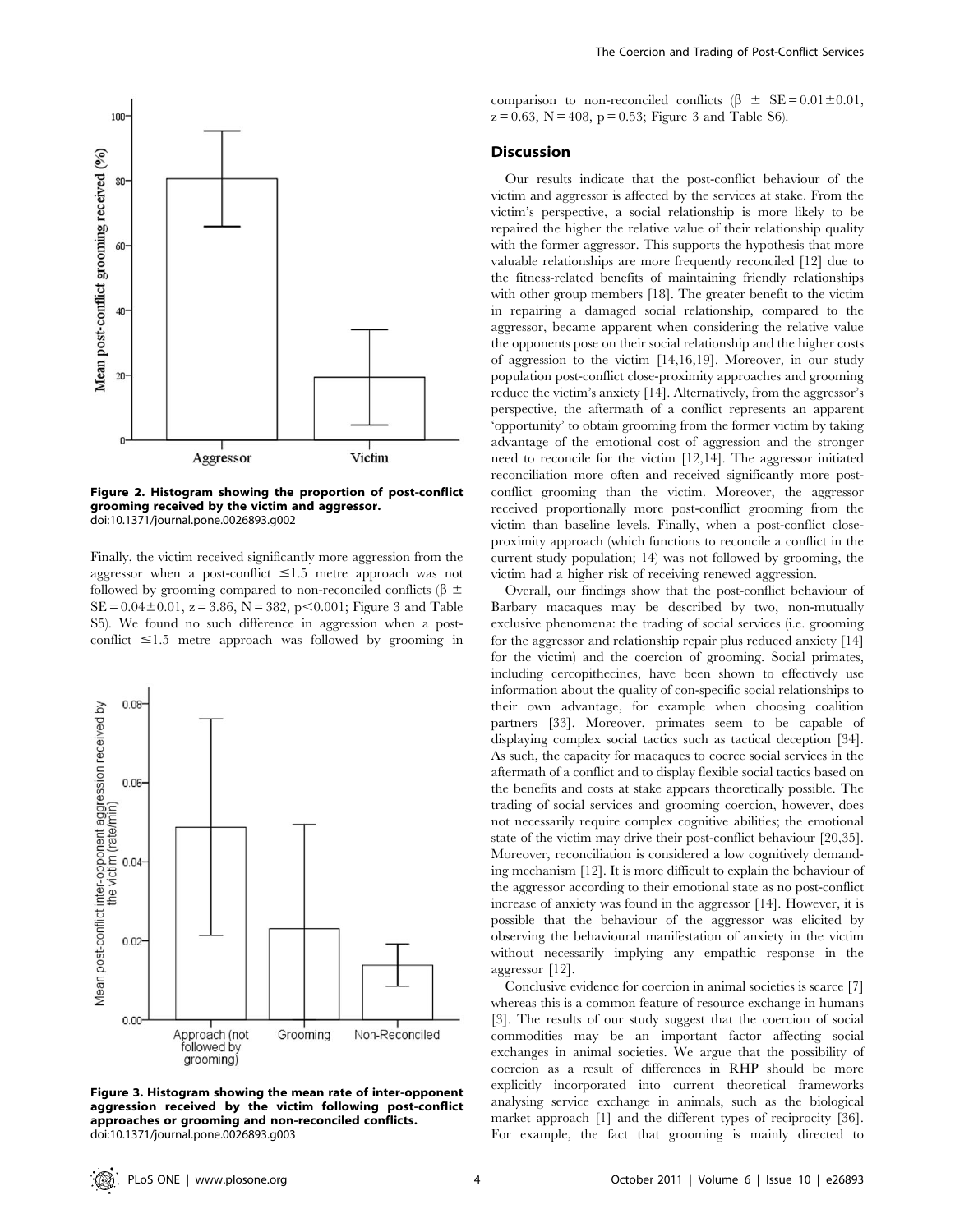Figure 2. Histogram showing the proportion of post-conflict grooming received by the victim and aggressor.
doi:10.1371/journal.pone.0026893.g002

Finally, the victim received significantly more aggression from the aggressor when a post-conflict ≤1.5 metre approach was not followed by grooming compared to non-reconciled conflicts ($\beta \pm SE = 0.04 \pm 0.01$, $z = 3.86$, $N = 382$, $p < 0.001$; Figure 3 and Table S5). We found no such difference in aggression when a post-conflict ≤1.5 metre approach was followed by grooming in comparison to non-reconciled conflicts ($\beta \pm SE = 0.01 \pm 0.01$, $z = 0.63$, $N = 408$, $p = 0.53$; Figure 3 and Table S6).

Figure 3. Histogram showing the mean rate of inter-opponent aggression received by the victim following post-conflict approaches or grooming and non-reconciled conflicts.
doi:10.1371/journal.pone.0026893.g003

## Discussion

Our results indicate that the post-conflict behaviour of the victim and aggressor is affected by the services at stake. From the victim's perspective, a social relationship is more likely to be repaired the higher the relative value of their relationship quality with the former aggressor. This supports the hypothesis that more valuable relationships are more frequently reconciled [12] due to the fitness-related benefits of maintaining friendly relationships with other group members [18]. The greater benefit to the victim in repairing a damaged social relationship, compared to the aggressor, became apparent when considering the relative value the opponents pose on their social relationship and the higher costs of aggression to the victim [14,16,19]. Moreover, in our study population post-conflict close-proximity approaches and grooming reduce the victim's anxiety [14]. Alternatively, from the aggressor's perspective, the aftermath of a conflict represents an apparent 'opportunity' to obtain grooming from the former victim by taking advantage of the emotional cost of aggression and the stronger need to reconcile for the victim [12,14]. The aggressor initiated reconciliation more often and received significantly more post-conflict grooming than the victim. Moreover, the aggressor received proportionally more post-conflict grooming from the victim than baseline levels. Finally, when a post-conflict close-proximity approach (which functions to reconcile a conflict in the current study population; 14) was not followed by grooming, the victim had a higher risk of receiving renewed aggression.

Overall, our findings show that the post-conflict behaviour of Barbary macaques may be described by two, non-mutually exclusive phenomena: the trading of social services (i.e. grooming for the aggressor and relationship repair plus reduced anxiety [14] for the victim) and the coercion of grooming. Social primates, including cercopithecines, have been shown to effectively use information about the quality of con-specific social relationships to their own advantage, for example when choosing coalition partners [33]. Moreover, primates seem to be capable of displaying complex social tactics such as tactical deception [34]. As such, the capacity for macaques to coerce social services in the aftermath of a conflict and to display flexible social tactics based on the benefits and costs at stake appears theoretically possible. The trading of social services and grooming coercion, however, does not necessarily require complex cognitive abilities; the emotional state of the victim may drive their post-conflict behaviour [20,35]. Moreover, reconciliation is considered a low cognitively demanding mechanism [12]. It is more difficult to explain the behaviour of the aggressor according to their emotional state as no post-conflict increase of anxiety was found in the aggressor [14]. However, it is possible that the behaviour of the aggressor was elicited by observing the behavioural manifestation of anxiety in the victim without necessarily implying any empathic response in the aggressor [12].

Conclusive evidence for coercion in animal societies is scarce [7] whereas this is a common feature of resource exchange in humans [3]. The results of our study suggest that the coercion of social commodities may be an important factor affecting social exchanges in animal societies. We argue that the possibility of coercion as a result of differences in RHP should be more explicitly incorporated into current theoretical frameworks analysing service exchange in animals, such as the biological market approach [1] and the different types of reciprocity [36]. For example, the fact that grooming is mainly directed to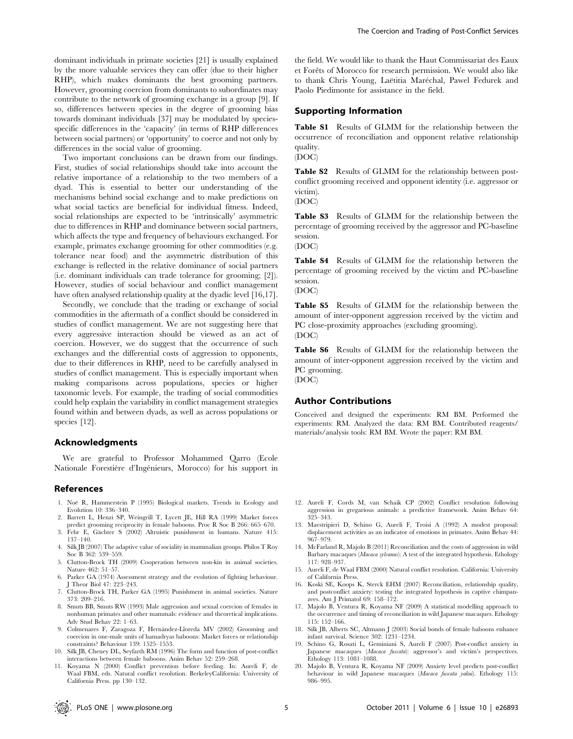dominant individuals in primate societies [21] is usually explained by the more valuable services they can offer (due to their higher RHP), which makes dominants the best grooming partners. However, grooming coercion from dominants to subordinates may contribute to the network of grooming exchange in a group [9]. If so, differences between species in the degree of grooming bias towards dominant individuals [37] may be modulated by species-specific differences in the 'capacity' (in terms of RHP differences between social partners) or 'opportunity' to coerce and not only by differences in the social value of grooming.

Two important conclusions can be drawn from our findings. First, studies of social relationships should take into account the relative importance of a relationship to the two members of a dyad. This is essential to better our understanding of the mechanisms behind social exchange and to make predictions on what social tactics are beneficial for individual fitness. Indeed, social relationships are expected to be 'intrinsically' asymmetric due to differences in RHP and dominance between social partners, which affects the type and frequency of behaviours exchanged. For example, primates exchange grooming for other commodities (e.g. tolerance near food) and the asymmetric distribution of this exchange is reflected in the relative dominance of social partners (i.e. dominant individuals can trade tolerance for grooming; [2]). However, studies of social behaviour and conflict management have often analysed relationship quality at the dyadic level [16,17].

Secondly, we conclude that the trading or exchange of social commodities in the aftermath of a conflict should be considered in studies of conflict management. We are not suggesting here that every aggressive interaction should be viewed as an act of coercion. However, we do suggest that the occurrence of such exchanges and the differential costs of aggression to opponents, due to their differences in RHP, need to be carefully analysed in studies of conflict management. This is especially important when making comparisons across populations, species or higher taxonomic levels. For example, the trading of social commodities could help explain the variability in conflict management strategies found within and between dyads, as well as across populations or species [12].

## Acknowledgments

We are grateful to Professor Mohammed Qarro (Ecole Nationale Forestière d'Ingénieurs, Morocco) for his support in the field. We would like to thank the Haut Commissariat des Eaux et Forêts of Morocco for research permission. We would also like to thank Chris Young, Laëtitia Maréchal, Pawel Fedurek and Paolo Piedimonte for assistance in the field.

## Supporting Information

**Table S1** Results of GLMM for the relationship between the occurrence of reconciliation and opponent relative relationship quality.
(DOC)

**Table S2** Results of GLMM for the relationship between post-conflict grooming received and opponent identity (i.e. aggressor or victim).
(DOC)

**Table S3** Results of GLMM for the relationship between the percentage of grooming received by the aggressor and PC-baseline session.
(DOC)

**Table S4** Results of GLMM for the relationship between the percentage of grooming received by the victim and PC-baseline session.
(DOC)

**Table S5** Results of GLMM for the relationship between the amount of inter-opponent aggression received by the victim and PC close-proximity approaches (excluding grooming).
(DOC)

**Table S6** Results of GLMM for the relationship between the amount of inter-opponent aggression received by the victim and PC grooming.
(DOC)

## Author Contributions

Conceived and designed the experiments: RM BM. Performed the experiments: RM. Analyzed the data: RM BM. Contributed reagents/materials/analysis tools: RM BM. Wrote the paper: RM BM.

## References

1. Noë R, Hammerstein P (1995) Biological markets. Trends in Ecology and Evolution 10: 336–340.
2. Barrett L, Henzi SP, Weingrill T, Lycett JE, Hill RA (1999) Market forces predict grooming reciprocity in female baboons. Proc R Soc B 266: 665–670.
3. Fehr E, Gächter S (2002) Altruistic punishment in humans. Nature 415: 137–140.
4. Silk JB (2007) The adaptive value of sociality in mammalian groups. Philos T Roy Soc B 362: 539–559.
5. Clutton-Brock TH (2009) Cooperation between non-kin in animal societies. Nature 462: 51–57.
6. Parker GA (1974) Assessment strategy and the evolution of fighting behaviour. J Theor Biol 47: 223–243.
7. Clutton-Brock TH, Parker GA (1995) Punishment in animal societies. Nature 373: 209–216.
8. Smuts BB, Smuts RW (1993) Male aggression and sexual coercion of females in nonhuman primates and other mammals: evidence and theoretical implications. Adv Stud Behav 22: 1–63.
9. Colmenares F, Zaragoza F, Hernández-Lloreda MV (2002) Grooming and coercion in one-male units of hamadryas baboons: Market forces or relationship constraints? Behaviour 139: 1525–1553.
10. Silk JB, Cheney DL, Seyfarth RM (1996) The form and function of post-conflict interactions between female baboons. Anim Behav 52: 259–268.
11. Koyama N (2000) Conflict prevention before feeding. In: Aureli F, de Waal FBM, eds. Natural conflict resolution. BerkeleyCalifornia: University of California Press. pp 130–132.
12. Aureli F, Cords M, van Schaik CP (2002) Conflict resolution following aggression in gregarious animals: a predictive framework. Anim Behav 64: 325–343.
13. Maestripieri D, Schino G, Aureli F, Troisi A (1992) A modest proposal: displacement activities as an indicator of emotions in primates. Anim Behav 44: 967–979.
14. McFarland R, Majolo B (2011) Reconciliation and the costs of aggression in wild Barbary macaques (*Macaca sylvanus*): A test of the integrated hypothesis. Ethology 117: 928–937.
15. Aureli F, de Waal FBM (2000) Natural conflict resolution. California: University of California Press.
16. Koski SE, Koops K, Sterck EHM (2007) Reconciliation, relationship quality, and postconflict anxiety: testing the integrated hypothesis in captive chimpanzees. Am J Primatol 69: 158–172.
17. Majolo B, Ventura R, Koyama NF (2009) A statistical modelling approach to the occurrence and timing of reconciliation in wild Japanese macaques. Ethology 115: 152–166.
18. Silk JB, Alberts SC, Altmann J (2003) Social bonds of female baboons enhance infant survival. Science 302: 1231–1234.
19. Schino G, Rosati L, Geminiani S, Aureli F (2007) Post-conflict anxiety in Japanese macaques (*Macaca fuscata*): aggressor's and victim's perspectives. Ethology 113: 1081–1088.
20. Majolo B, Ventura R, Koyama NF (2009) Anxiety level predicts post-conflict behaviour in wild Japanese macaques (*Macaca fuscata yakui*). Ethology 115: 986–995.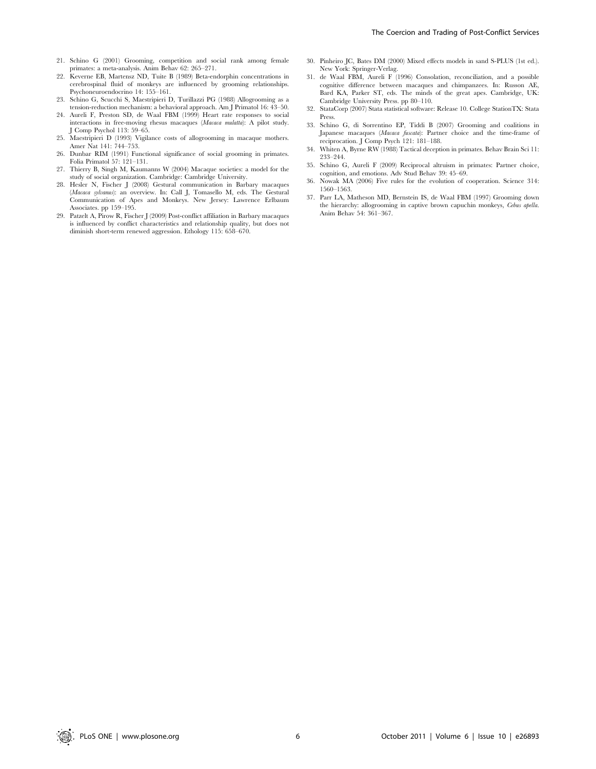21. Schino G (2001) Grooming, competition and social rank among female primates: a meta-analysis. Anim Behav 62: 265–271.
22. Keverne EB, Martensz ND, Tuite B (1989) Beta-endorphin concentrations in cerebrospinal fluid of monkeys are influenced by grooming relationships. Psychoneuroendocrino 14: 155–161.
23. Schino G, Scucchi S, Maestripieri D, Turillazzi PG (1988) Allogrooming as a tension-reduction mechanism: a behavioral approach. Am J Primatol 16: 43–50.
24. Aureli F, Preston SD, de Waal FBM (1999) Heart rate responses to social interactions in free-moving rhesus macaques (*Macaca mulatta*): A pilot study. J Comp Psychol 113: 59–65.
25. Maestripieri D (1993) Vigilance costs of allogrooming in macaque mothers. Amer Nat 141: 744–753.
26. Dunbar RIM (1991) Functional significance of social grooming in primates. Folia Primatol 57: 121–131.
27. Thierry B, Singh M, Kaumanns W (2004) Macaque societies: a model for the study of social organization. Cambridge: Cambridge University.
28. Hesler N, Fischer J (2008) Gestural communication in Barbary macaques (*Macaca sylvanus*): an overview. In: Call J, Tomasello M, eds. The Gestural Communication of Apes and Monkeys. New Jersey: Lawrence Erlbaum Associates. pp 159–195.
29. Patzelt A, Pirow R, Fischer J (2009) Post-conflict affiliation in Barbary macaques is influenced by conflict characteristics and relationship quality, but does not diminish short-term renewed aggression. Ethology 115: 658–670.
30. Pinheiro JC, Bates DM (2000) Mixed effects models in sand S-PLUS (1st ed.). New York: Springer-Verlag.
31. de Waal FBM, Aureli F (1996) Consolation, reconciliation, and a possible cognitive difference between macaques and chimpanzees. In: Russon AE, Bard KA, Parker ST, eds. The minds of the great apes. Cambridge, UK: Cambridge University Press. pp 80–110.
32. StataCorp (2007) Stata statistical software: Release 10. College StationTX: Stata Press.
33. Schino G, di Sorrentino EP, Tiddi B (2007) Grooming and coalitions in Japanese macaques (*Macaca fuscata*): Partner choice and the time-frame of reciprocation. J Comp Psych 121: 181–188.
34. Whiten A, Byrne RW (1988) Tactical deception in primates. Behav Brain Sci 11: 233–244.
35. Schino G, Aureli F (2009) Reciprocal altruism in primates: Partner choice, cognition, and emotions. Adv Stud Behav 39: 45–69.
36. Nowak MA (2006) Five rules for the evolution of cooperation. Science 314: 1560–1563.
37. Parr LA, Matheson MD, Bernstein IS, de Waal FBM (1997) Grooming down the hierarchy: allogrooming in captive brown capuchin monkeys, *Cebus apella*. Anim Behav 54: 361–367.